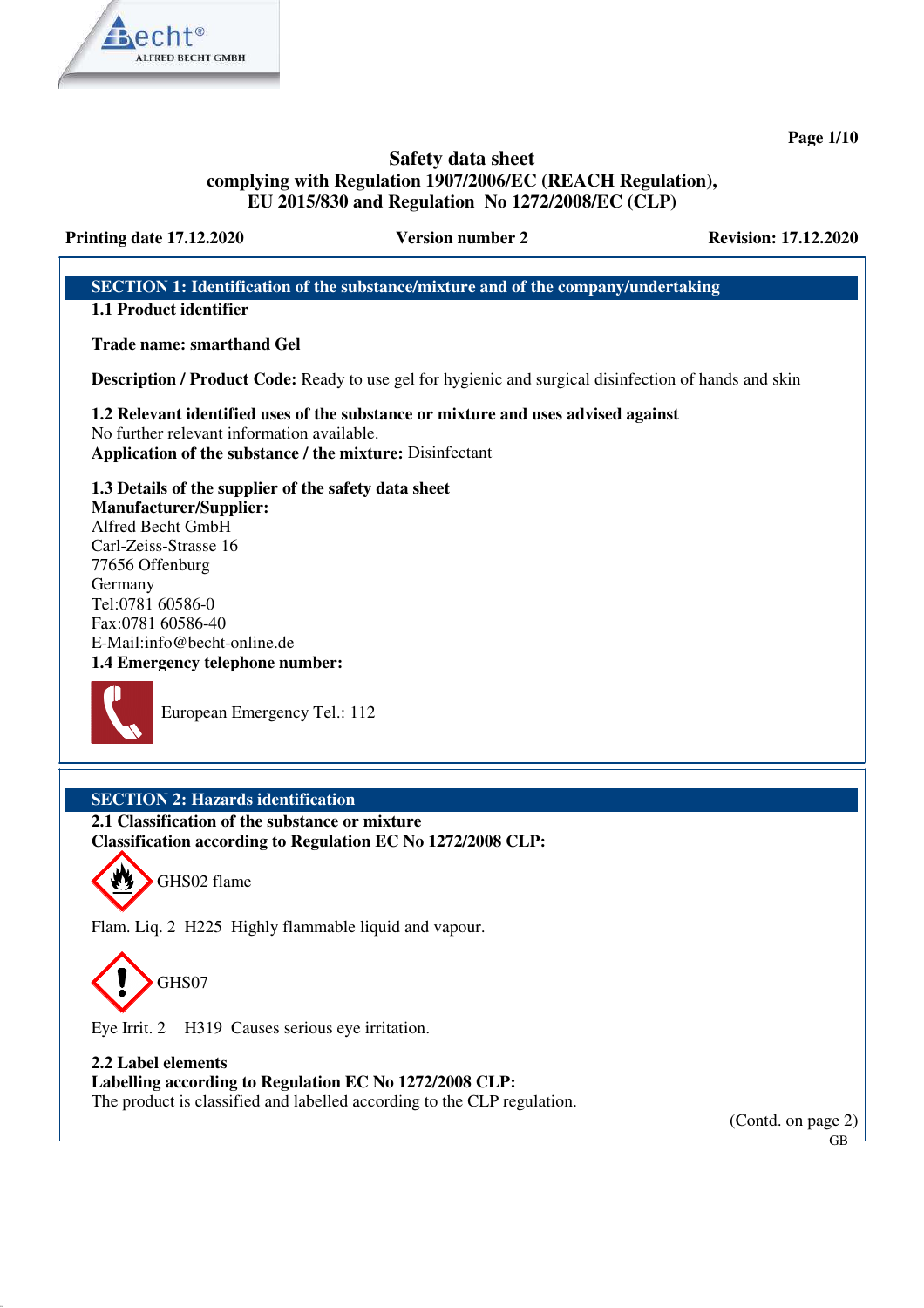# Safety data sheet

**complying with Regulation 1907/2006/EC (REACH Regulation), EU 2015/830 and Regulation No 1272/2008/EC (CLP)**

**Printing date 17.12.2020** **Version number 2** **Revision: 17.12.2020**

## SECTION 1: Identification of the substance/mixture and of the company/undertaking

### 1.1 Product identifier

**Trade name: smarthand Gel**

**Description / Product Code:** Ready to use gel for hygienic and surgical disinfection of hands and skin

### 1.2 Relevant identified uses of the substance or mixture and uses advised against

No further relevant information available.

**Application of the substance / the mixture:** Disinfectant

### 1.3 Details of the supplier of the safety data sheet

**Manufacturer/Supplier:**

Alfred Becht GmbH
Carl-Zeiss-Strasse 16
77656 Offenburg
Germany
Tel:0781 60586-0
Fax:0781 60586-40
E-Mail:info@becht-online.de

### 1.4 Emergency telephone number:

European Emergency Tel.: 112

## SECTION 2: Hazards identification

### 2.1 Classification of the substance or mixture

**Classification according to Regulation EC No 1272/2008 CLP:**

GHS02 flame

Flam. Liq. 2 H225 Highly flammable liquid and vapour.

GHS07

Eye Irrit. 2 H319 Causes serious eye irritation.

### 2.2 Label elements

**Labelling according to Regulation EC No 1272/2008 CLP:**

The product is classified and labelled according to the CLP regulation.

(Contd. on page 2)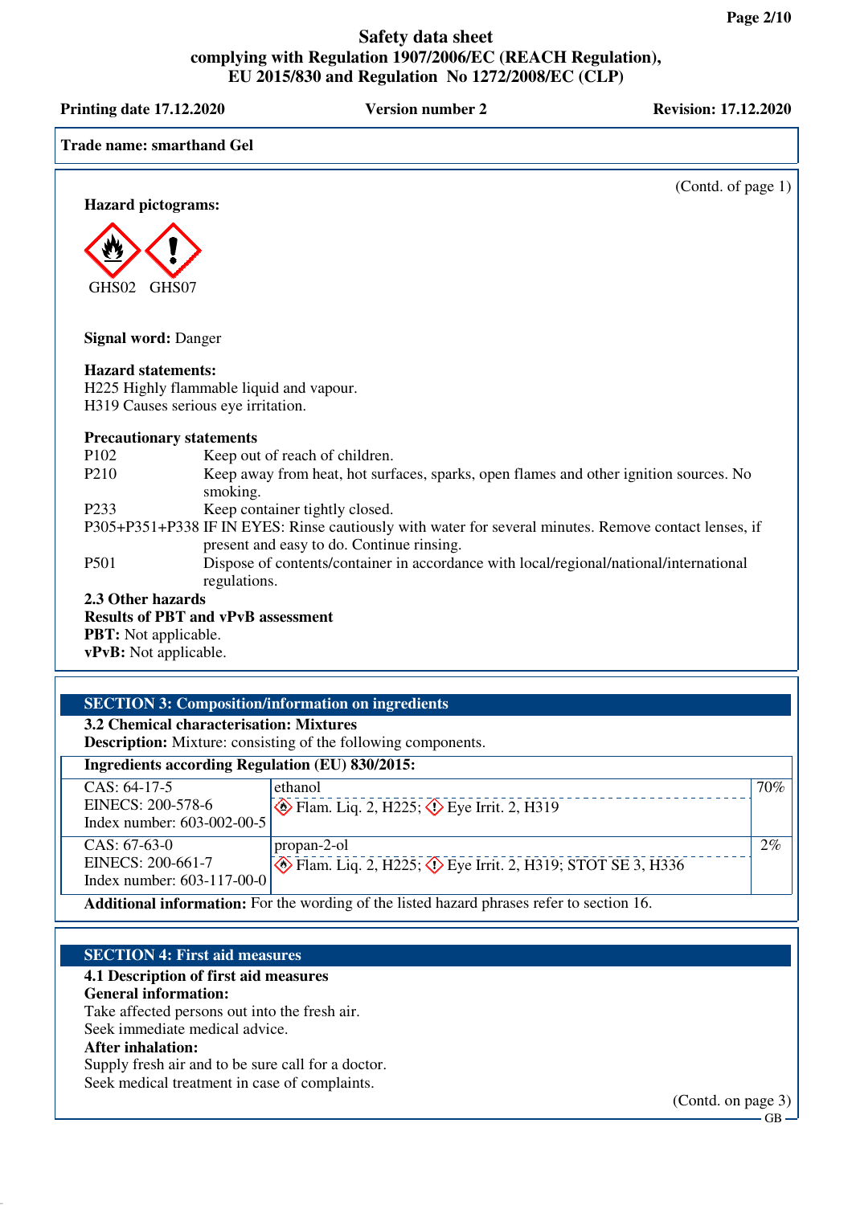**Trade name: smarthand Gel**

(Contd. of page 1)

**Hazard pictograms:**

GHS02 GHS07

**Signal word:** Danger

**Hazard statements:**
H225 Highly flammable liquid and vapour.
H319 Causes serious eye irritation.

**Precautionary statements**

| | |
|---|---|
| P102 | Keep out of reach of children. |
| P210 | Keep away from heat, hot surfaces, sparks, open flames and other ignition sources. No smoking. |
| P233 | Keep container tightly closed. |
| P305+P351+P338 | IF IN EYES: Rinse cautiously with water for several minutes. Remove contact lenses, if present and easy to do. Continue rinsing. |
| P501 | Dispose of contents/container in accordance with local/regional/national/international regulations. |

**2.3 Other hazards**
**Results of PBT and vPvB assessment**
**PBT:** Not applicable.
**vPvB:** Not applicable.

## SECTION 3: Composition/information on ingredients

**3.2 Chemical characterisation: Mixtures**
**Description:** Mixture: consisting of the following components.

**Ingredients according Regulation (EU) 830/2015:**

| Identifiers | Substance / Classification | % |
|---|---|---|
| CAS: 64-17-5<br>EINECS: 200-578-6<br>Index number: 603-002-00-5 | ethanol<br>Flam. Liq. 2, H225; Eye Irrit. 2, H319 | 70% |
| CAS: 67-63-0<br>EINECS: 200-661-7<br>Index number: 603-117-00-0 | propan-2-ol<br>Flam. Liq. 2, H225; Eye Irrit. 2, H319; STOT SE 3, H336 | 2% |

**Additional information:** For the wording of the listed hazard phrases refer to section 16.

## SECTION 4: First aid measures

**4.1 Description of first aid measures**
**General information:**
Take affected persons out into the fresh air.
Seek immediate medical advice.
**After inhalation:**
Supply fresh air and to be sure call for a doctor.
Seek medical treatment in case of complaints.

(Contd. on page 3)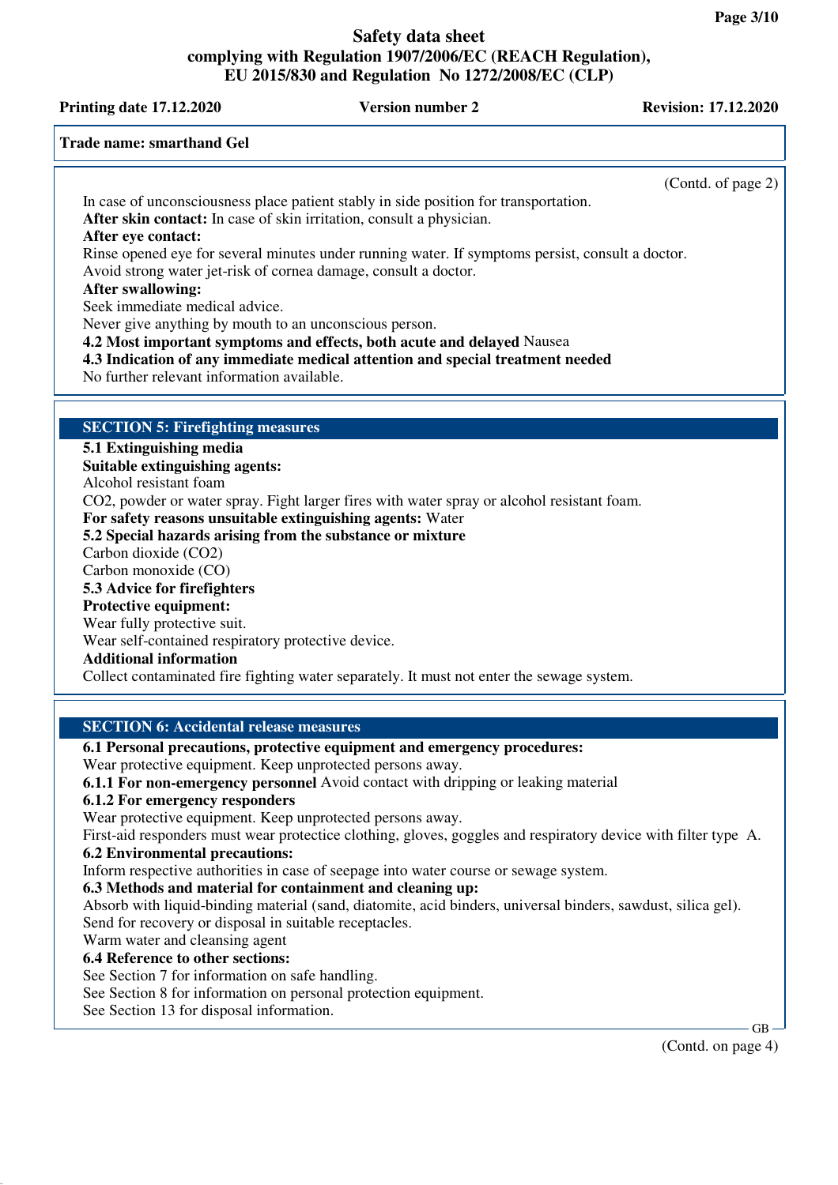**Trade name: smarthand Gel**

(Contd. of page 2)

In case of unconsciousness place patient stably in side position for transportation.

**After skin contact:** In case of skin irritation, consult a physician.

**After eye contact:**

Rinse opened eye for several minutes under running water. If symptoms persist, consult a doctor.

Avoid strong water jet-risk of cornea damage, consult a doctor.

**After swallowing:**

Seek immediate medical advice.

Never give anything by mouth to an unconscious person.

**4.2 Most important symptoms and effects, both acute and delayed** Nausea

**4.3 Indication of any immediate medical attention and special treatment needed**

No further relevant information available.

## SECTION 5: Firefighting measures

**5.1 Extinguishing media**

**Suitable extinguishing agents:**

Alcohol resistant foam

$CO_2$, powder or water spray. Fight larger fires with water spray or alcohol resistant foam.

**For safety reasons unsuitable extinguishing agents:** Water

**5.2 Special hazards arising from the substance or mixture**

Carbon dioxide ($CO_2$)

Carbon monoxide (CO)

**5.3 Advice for firefighters**

**Protective equipment:**

Wear fully protective suit.

Wear self-contained respiratory protective device.

**Additional information**

Collect contaminated fire fighting water separately. It must not enter the sewage system.

## SECTION 6: Accidental release measures

**6.1 Personal precautions, protective equipment and emergency procedures:**

Wear protective equipment. Keep unprotected persons away.

**6.1.1 For non-emergency personnel** Avoid contact with dripping or leaking material

**6.1.2 For emergency responders**

Wear protective equipment. Keep unprotected persons away.

First-aid responders must wear protectice clothing, gloves, goggles and respiratory device with filter type A.

**6.2 Environmental precautions:**

Inform respective authorities in case of seepage into water course or sewage system.

**6.3 Methods and material for containment and cleaning up:**

Absorb with liquid-binding material (sand, diatomite, acid binders, universal binders, sawdust, silica gel).

Send for recovery or disposal in suitable receptacles.

Warm water and cleansing agent

**6.4 Reference to other sections:**

See Section 7 for information on safe handling.

See Section 8 for information on personal protection equipment.

See Section 13 for disposal information.

(Contd. on page 4)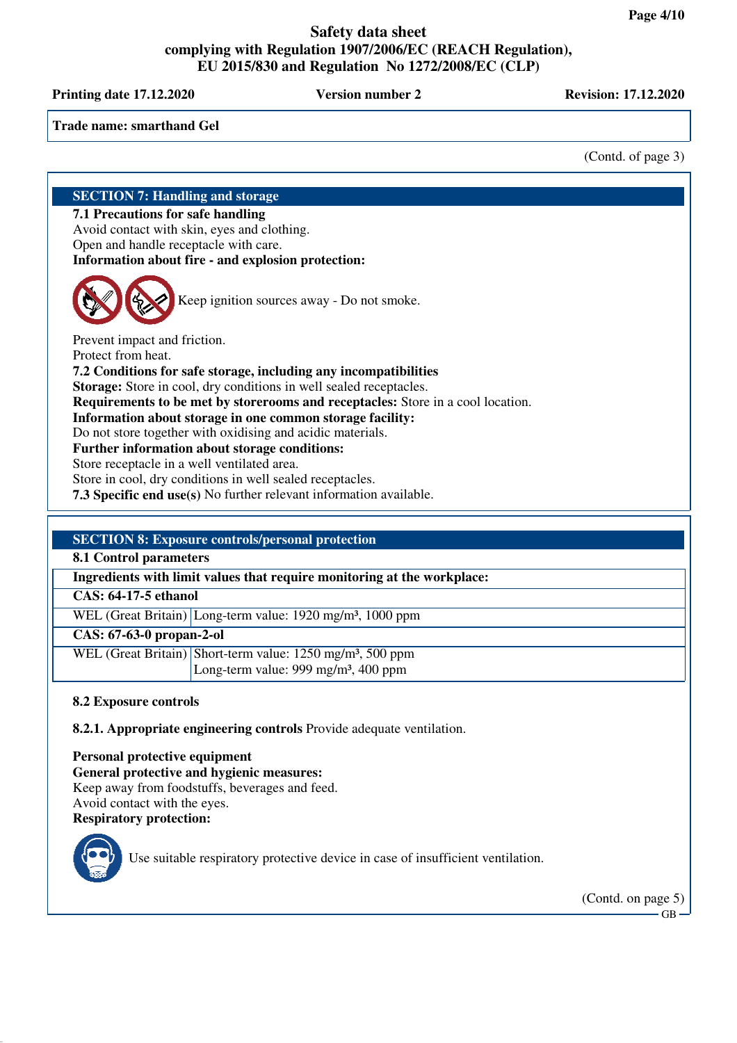Trade name: smarthand Gel

(Contd. of page 3)

## SECTION 7: Handling and storage

**7.1 Precautions for safe handling**
Avoid contact with skin, eyes and clothing.
Open and handle receptacle with care.
**Information about fire - and explosion protection:**

Keep ignition sources away - Do not smoke.

Prevent impact and friction.
Protect from heat.
**7.2 Conditions for safe storage, including any incompatibilities**
**Storage:** Store in cool, dry conditions in well sealed receptacles.
**Requirements to be met by storerooms and receptacles:** Store in a cool location.
**Information about storage in one common storage facility:**
Do not store together with oxidising and acidic materials.
**Further information about storage conditions:**
Store receptacle in a well ventilated area.
Store in cool, dry conditions in well sealed receptacles.
**7.3 Specific end use(s)** No further relevant information available.

## SECTION 8: Exposure controls/personal protection

**8.1 Control parameters**

| Ingredients with limit values that require monitoring at the workplace: | |
|---|---|
| **CAS: 64-17-5 ethanol** | |
| WEL (Great Britain) | Long-term value: 1920 mg/m³, 1000 ppm |
| **CAS: 67-63-0 propan-2-ol** | |
| WEL (Great Britain) | Short-term value: 1250 mg/m³, 500 ppm<br>Long-term value: 999 mg/m³, 400 ppm |

**8.2 Exposure controls**

**8.2.1. Appropriate engineering controls** Provide adequate ventilation.

**Personal protective equipment**
**General protective and hygienic measures:**
Keep away from foodstuffs, beverages and feed.
Avoid contact with the eyes.
**Respiratory protection:**

Use suitable respiratory protective device in case of insufficient ventilation.

(Contd. on page 5)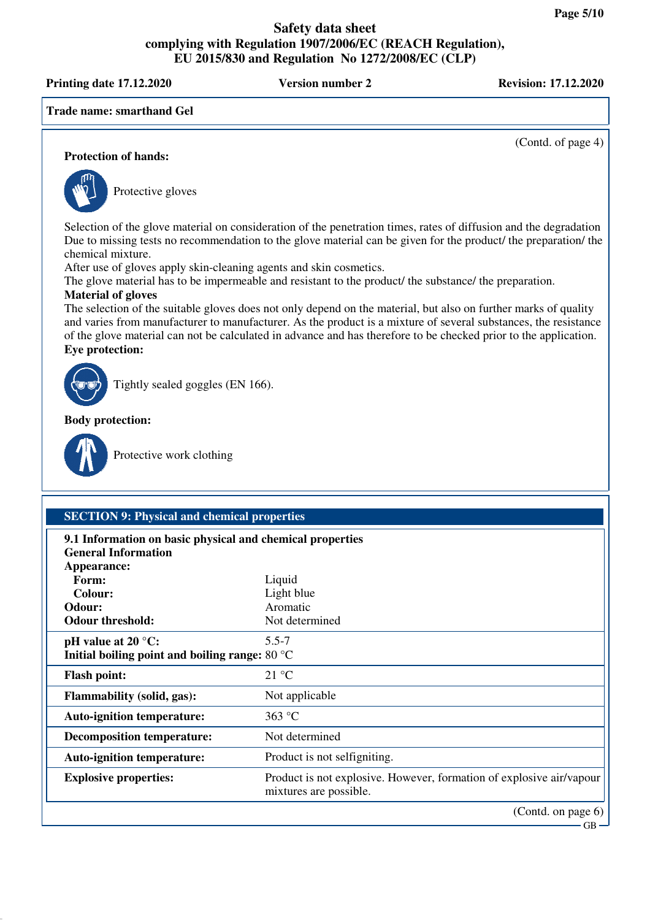**Trade name: smarthand Gel**

(Contd. of page 4)

**Protection of hands:**

Protective gloves

Selection of the glove material on consideration of the penetration times, rates of diffusion and the degradation
Due to missing tests no recommendation to the glove material can be given for the product/ the preparation/ the chemical mixture.
After use of gloves apply skin-cleaning agents and skin cosmetics.
The glove material has to be impermeable and resistant to the product/ the substance/ the preparation.

**Material of gloves**

The selection of the suitable gloves does not only depend on the material, but also on further marks of quality and varies from manufacturer to manufacturer. As the product is a mixture of several substances, the resistance of the glove material can not be calculated in advance and has therefore to be checked prior to the application.

**Eye protection:**

Tightly sealed goggles (EN 166).

**Body protection:**

Protective work clothing

## SECTION 9: Physical and chemical properties

**9.1 Information on basic physical and chemical properties**

**General Information**

| | |
|---|---|
| **Appearance:** | |
| **Form:** | Liquid |
| **Colour:** | Light blue |
| **Odour:** | Aromatic |
| **Odour threshold:** | Not determined |
| **pH value at 20 °C:** | 5.5-7 |
| **Initial boiling point and boiling range:** | 80 °C |
| **Flash point:** | 21 °C |
| **Flammability (solid, gas):** | Not applicable |
| **Auto-ignition temperature:** | 363 °C |
| **Decomposition temperature:** | Not determined |
| **Auto-ignition temperature:** | Product is not selfigniting. |
| **Explosive properties:** | Product is not explosive. However, formation of explosive air/vapour mixtures are possible. |

(Contd. on page 6)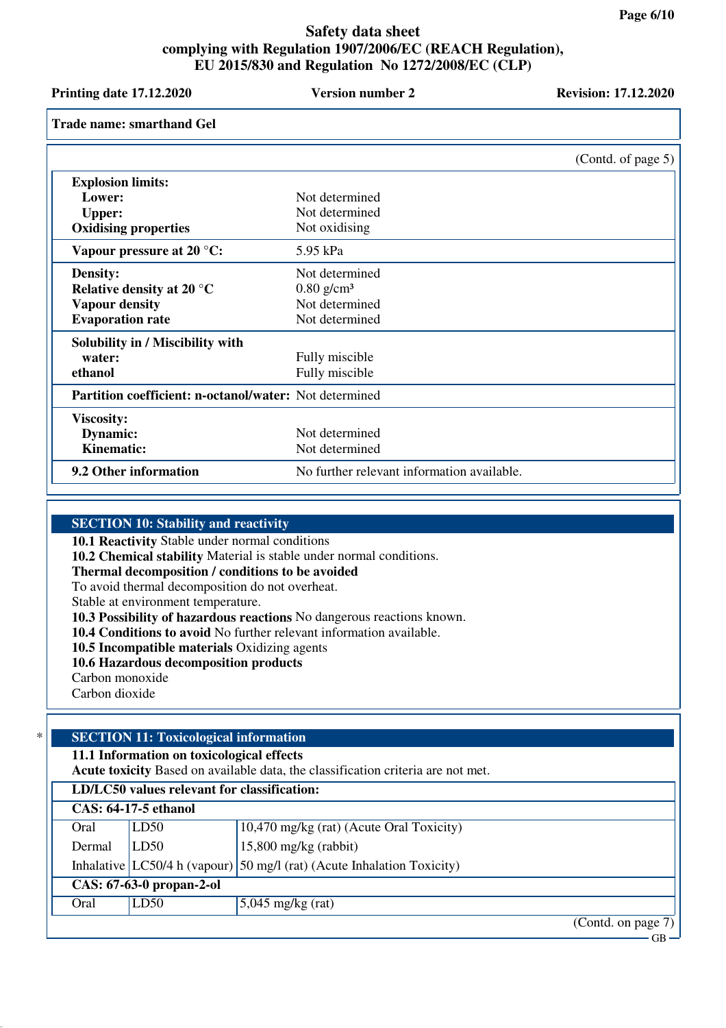Trade name: smarthand Gel

(Contd. of page 5)

| | |
|---|---|
| **Explosion limits:** | |
| **Lower:** | Not determined |
| **Upper:** | Not determined |
| **Oxidising properties** | Not oxidising |
| **Vapour pressure at 20 °C:** | 5.95 kPa |
| **Density:** | Not determined |
| **Relative density at 20 °C** | 0.80 g/cm³ |
| **Vapour density** | Not determined |
| **Evaporation rate** | Not determined |
| **Solubility in / Miscibility with** | |
| **water:** | Fully miscible |
| **ethanol** | Fully miscible |
| **Partition coefficient: n-octanol/water:** | Not determined |
| **Viscosity:** | |
| **Dynamic:** | Not determined |
| **Kinematic:** | Not determined |
| **9.2 Other information** | No further relevant information available. |

## SECTION 10: Stability and reactivity

**10.1 Reactivity** Stable under normal conditions
**10.2 Chemical stability** Material is stable under normal conditions.
**Thermal decomposition / conditions to be avoided**
To avoid thermal decomposition do not overheat.
Stable at environment temperature.
**10.3 Possibility of hazardous reactions** No dangerous reactions known.
**10.4 Conditions to avoid** No further relevant information available.
**10.5 Incompatible materials** Oxidizing agents
**10.6 Hazardous decomposition products**
Carbon monoxide
Carbon dioxide

## * SECTION 11: Toxicological information

**11.1 Information on toxicological effects**
**Acute toxicity** Based on available data, the classification criteria are not met.

| **LD/LC50 values relevant for classification:** | | |
|---|---|---|
| **CAS: 64-17-5 ethanol** | | |
| Oral | LD50 | 10,470 mg/kg (rat) (Acute Oral Toxicity) |
| Dermal | LD50 | 15,800 mg/kg (rabbit) |
| Inhalative | LC50/4 h (vapour) | 50 mg/l (rat) (Acute Inhalation Toxicity) |
| **CAS: 67-63-0 propan-2-ol** | | |
| Oral | LD50 | 5,045 mg/kg (rat) |

(Contd. on page 7)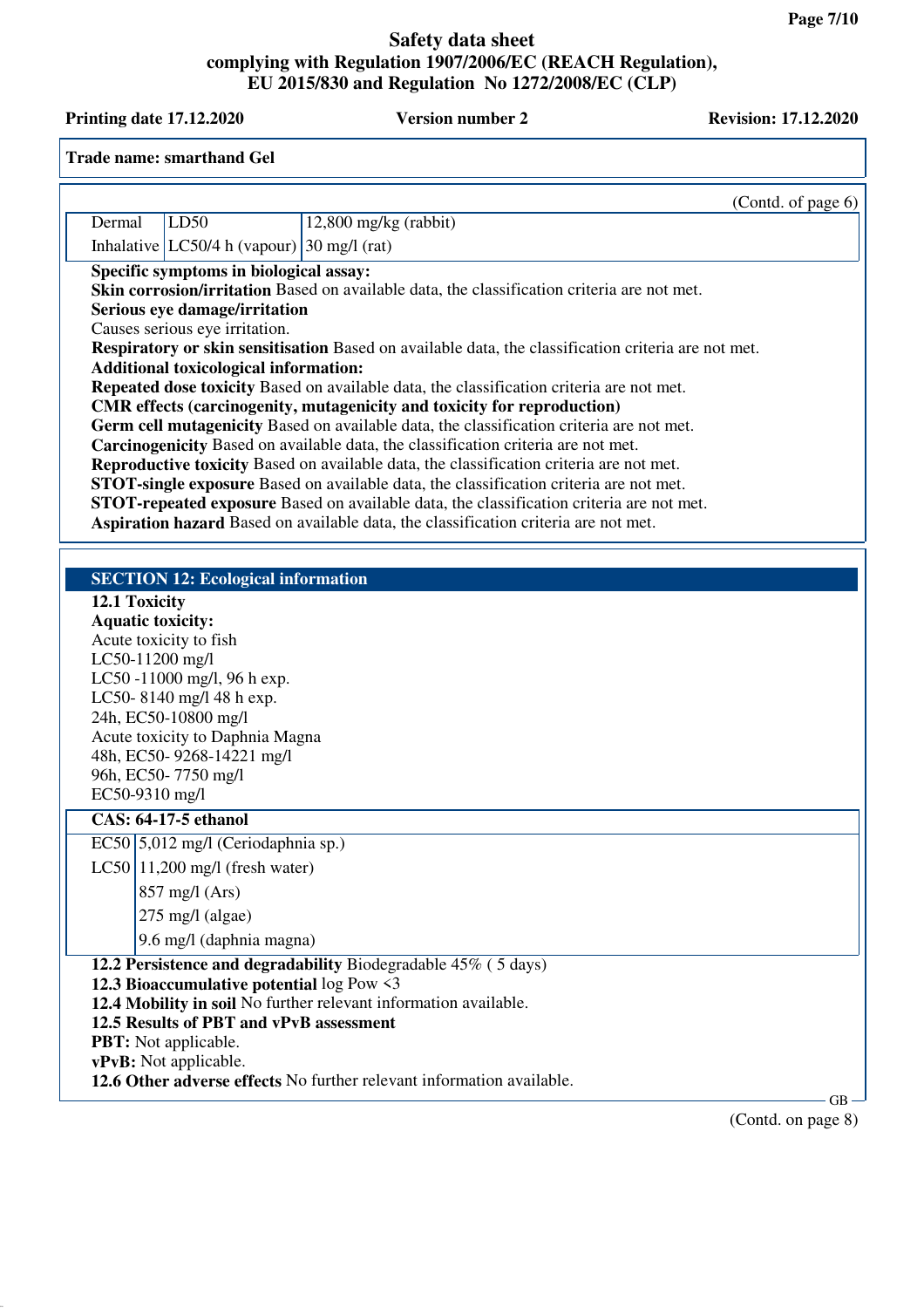**Trade name: smarthand Gel**

(Contd. of page 6)

| | | |
|---|---|---|
| Dermal | LD50 | 12,800 mg/kg (rabbit) |
| Inhalative | LC50/4 h (vapour) | 30 mg/l (rat) |

**Specific symptoms in biological assay:**

**Skin corrosion/irritation** Based on available data, the classification criteria are not met.

**Serious eye damage/irritation**

Causes serious eye irritation.

**Respiratory or skin sensitisation** Based on available data, the classification criteria are not met.

**Additional toxicological information:**

**Repeated dose toxicity** Based on available data, the classification criteria are not met.

**CMR effects (carcinogenity, mutagenicity and toxicity for reproduction)**

**Germ cell mutagenicity** Based on available data, the classification criteria are not met.

**Carcinogenicity** Based on available data, the classification criteria are not met.

**Reproductive toxicity** Based on available data, the classification criteria are not met.

**STOT-single exposure** Based on available data, the classification criteria are not met.

**STOT-repeated exposure** Based on available data, the classification criteria are not met.

**Aspiration hazard** Based on available data, the classification criteria are not met.

## SECTION 12: Ecological information

**12.1 Toxicity**

**Aquatic toxicity:**

Acute toxicity to fish
LC50-11200 mg/l
LC50 -11000 mg/l, 96 h exp.
LC50- 8140 mg/l 48 h exp.
24h, EC50-10800 mg/l
Acute toxicity to Daphnia Magna
48h, EC50- 9268-14221 mg/l
96h, EC50- 7750 mg/l
EC50-9310 mg/l

| **CAS: 64-17-5 ethanol** | |
|---|---|
| EC50 | 5,012 mg/l (Ceriodaphnia sp.) |
| LC50 | 11,200 mg/l (fresh water) |
| | 857 mg/l (Ars) |
| | 275 mg/l (algae) |
| | 9.6 mg/l (daphnia magna) |

**12.2 Persistence and degradability** Biodegradable 45% ( 5 days)

**12.3 Bioaccumulative potential** log Pow <3

**12.4 Mobility in soil** No further relevant information available.

**12.5 Results of PBT and vPvB assessment**

**PBT:** Not applicable.

**vPvB:** Not applicable.

**12.6 Other adverse effects** No further relevant information available.

(Contd. on page 8)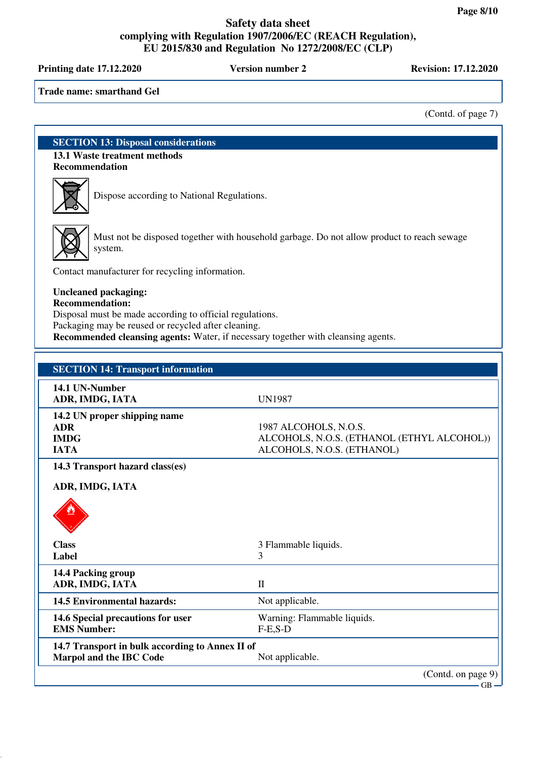Trade name: smarthand Gel

(Contd. of page 7)

## SECTION 13: Disposal considerations

**13.1 Waste treatment methods**

**Recommendation**

Dispose according to National Regulations.

Must not be disposed together with household garbage. Do not allow product to reach sewage system.

Contact manufacturer for recycling information.

**Uncleaned packaging:**

**Recommendation:**

Disposal must be made according to official regulations.

Packaging may be reused or recycled after cleaning.

**Recommended cleansing agents:** Water, if necessary together with cleansing agents.

## SECTION 14: Transport information

| | |
|---|---|
| **14.1 UN-Number**<br>**ADR, IMDG, IATA** | UN1987 |
| **14.2 UN proper shipping name** | |
| **ADR** | 1987 ALCOHOLS, N.O.S. |
| **IMDG** | ALCOHOLS, N.O.S. (ETHANOL (ETHYL ALCOHOL)) |
| **IATA** | ALCOHOLS, N.O.S. (ETHANOL) |
| **14.3 Transport hazard class(es)** | |
| **ADR, IMDG, IATA** | |
| **Class** | 3 Flammable liquids. |
| **Label** | 3 |
| **14.4 Packing group**<br>**ADR, IMDG, IATA** | II |
| **14.5 Environmental hazards:** | Not applicable. |
| **14.6 Special precautions for user** | Warning: Flammable liquids. |
| **EMS Number:** | F-E,S-D |
| **14.7 Transport in bulk according to Annex II of Marpol and the IBC Code** | Not applicable. |

(Contd. on page 9)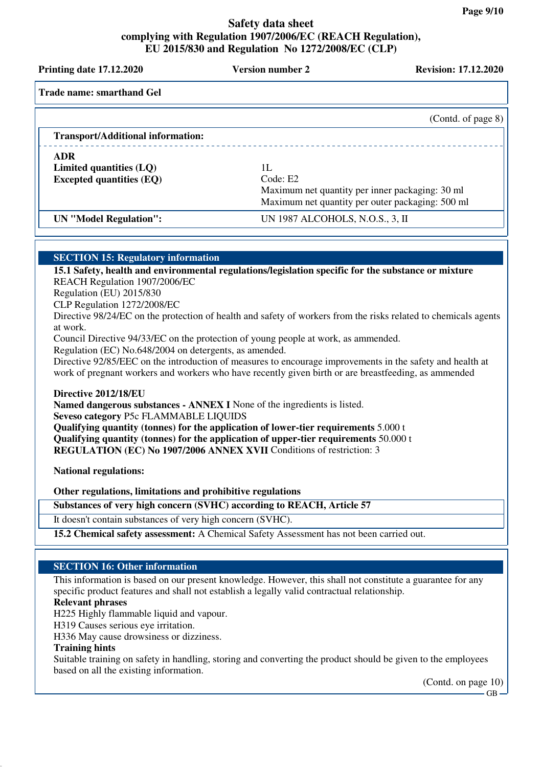**Trade name: smarthand Gel**

(Contd. of page 8)

**Transport/Additional information:**

| | |
|---|---|
| **ADR** | |
| **Limited quantities (LQ)** | 1L |
| **Excepted quantities (EQ)** | Code: E2<br>Maximum net quantity per inner packaging: 30 ml<br>Maximum net quantity per outer packaging: 500 ml |
| **UN "Model Regulation":** | UN 1987 ALCOHOLS, N.O.S., 3, II |

## SECTION 15: Regulatory information

**15.1 Safety, health and environmental regulations/legislation specific for the substance or mixture**

REACH Regulation 1907/2006/EC
Regulation (EU) 2015/830
CLP Regulation 1272/2008/EC
Directive 98/24/EC on the protection of health and safety of workers from the risks related to chemicals agents at work.
Council Directive 94/33/EC on the protection of young people at work, as ammended.
Regulation (EC) No.648/2004 on detergents, as amended.
Directive 92/85/EEC on the introduction of measures to encourage improvements in the safety and health at work of pregnant workers and workers who have recently given birth or are breastfeeding, as ammended

**Directive 2012/18/EU**
**Named dangerous substances - ANNEX I** None of the ingredients is listed.
**Seveso category** P5c FLAMMABLE LIQUIDS
**Qualifying quantity (tonnes) for the application of lower-tier requirements** 5.000 t
**Qualifying quantity (tonnes) for the application of upper-tier requirements** 50.000 t
**REGULATION (EC) No 1907/2006 ANNEX XVII** Conditions of restriction: 3

**National regulations:**

**Other regulations, limitations and prohibitive regulations**

**Substances of very high concern (SVHC) according to REACH, Article 57**

It doesn't contain substances of very high concern (SVHC).

**15.2 Chemical safety assessment:** A Chemical Safety Assessment has not been carried out.

## SECTION 16: Other information

This information is based on our present knowledge. However, this shall not constitute a guarantee for any specific product features and shall not establish a legally valid contractual relationship.

**Relevant phrases**
H225 Highly flammable liquid and vapour.
H319 Causes serious eye irritation.
H336 May cause drowsiness or dizziness.

**Training hints**
Suitable training on safety in handling, storing and converting the product should be given to the employees based on all the existing information.

(Contd. on page 10)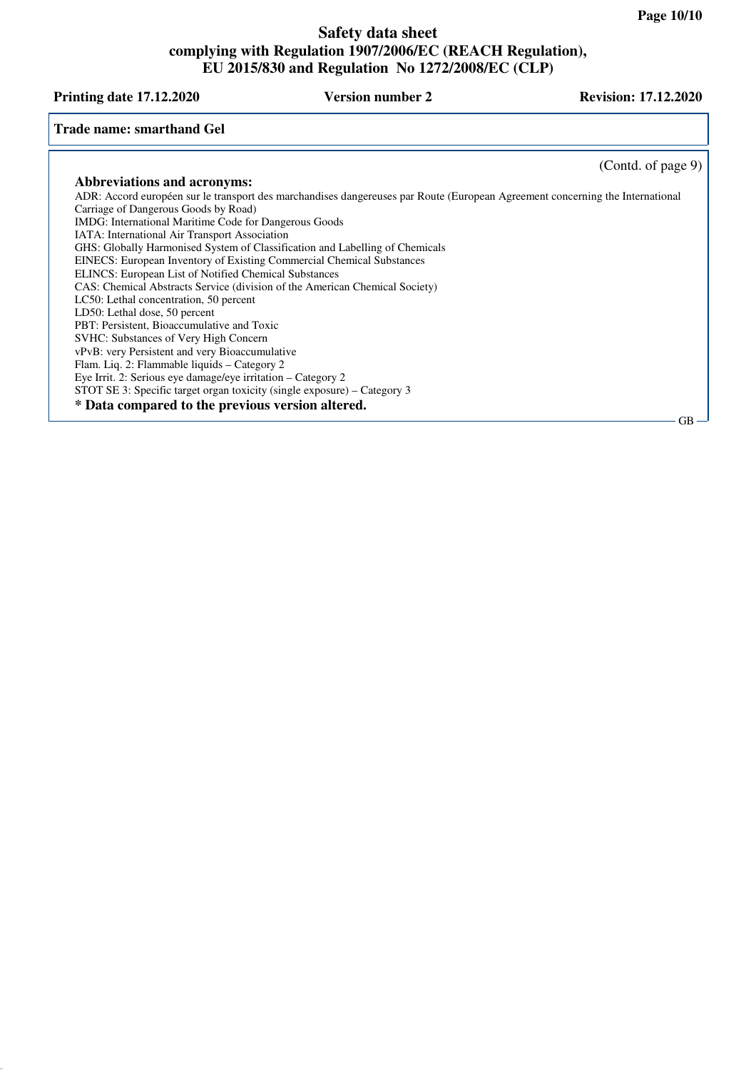(Contd. of page 9)

### Abbreviations and acronyms:

ADR: Accord européen sur le transport des marchandises dangereuses par Route (European Agreement concerning the International Carriage of Dangerous Goods by Road)
IMDG: International Maritime Code for Dangerous Goods
IATA: International Air Transport Association
GHS: Globally Harmonised System of Classification and Labelling of Chemicals
EINECS: European Inventory of Existing Commercial Chemical Substances
ELINCS: European List of Notified Chemical Substances
CAS: Chemical Abstracts Service (division of the American Chemical Society)
LC50: Lethal concentration, 50 percent
LD50: Lethal dose, 50 percent
PBT: Persistent, Bioaccumulative and Toxic
SVHC: Substances of Very High Concern
vPvB: very Persistent and very Bioaccumulative
Flam. Liq. 2: Flammable liquids – Category 2
Eye Irrit. 2: Serious eye damage/eye irritation – Category 2
STOT SE 3: Specific target organ toxicity (single exposure) – Category 3

**\* Data compared to the previous version altered.**